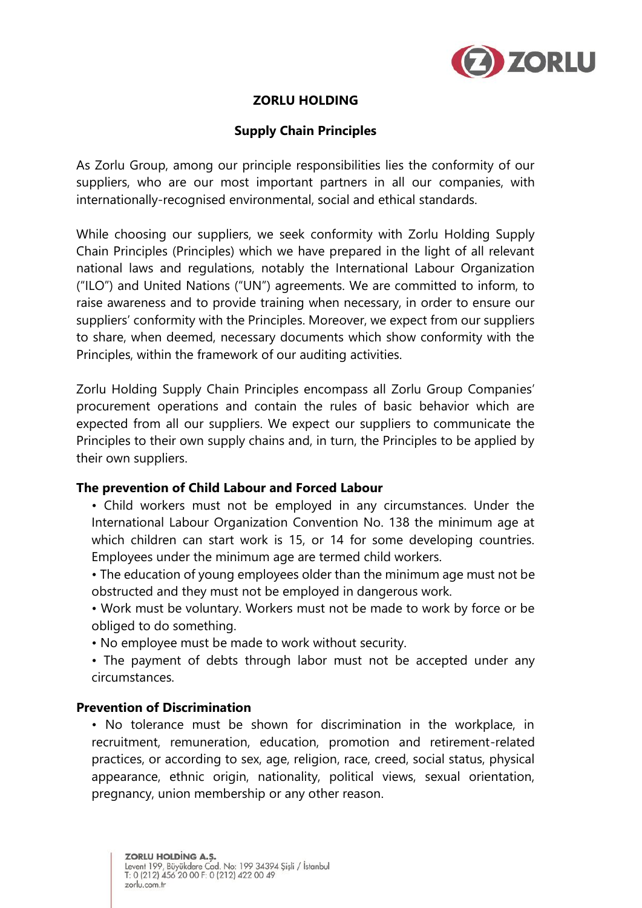# ZORLU HOLDING

## Supply Chain Principles

As Zorlu Group, among our principle responsibilities lies the conformity of our suppliers, who are our most important partners in all our companies, with internationally-recognised environmental, social and ethical standards.

While choosing our suppliers, we seek conformity with Zorlu Holding Supply Chain Principles (Principles) which we have prepared in the light of all relevant national laws and regulations, notably the International Labour Organization ("ILO") and United Nations ("UN") agreements. We are committed to inform, to raise awareness and to provide training when necessary, in order to ensure our suppliers' conformity with the Principles. Moreover, we expect from our suppliers to share, when deemed, necessary documents which show conformity with the Principles, within the framework of our auditing activities.

Zorlu Holding Supply Chain Principles encompass all Zorlu Group Companies' procurement operations and contain the rules of basic behavior which are expected from all our suppliers. We expect our suppliers to communicate the Principles to their own supply chains and, in turn, the Principles to be applied by their own suppliers.

### The prevention of Child Labour and Forced Labour

- Child workers must not be employed in any circumstances. Under the International Labour Organization Convention No. 138 the minimum age at which children can start work is 15, or 14 for some developing countries. Employees under the minimum age are termed child workers.
- The education of young employees older than the minimum age must not be obstructed and they must not be employed in dangerous work.
- Work must be voluntary. Workers must not be made to work by force or be obliged to do something.
- No employee must be made to work without security.
- The payment of debts through labor must not be accepted under any circumstances.

### Prevention of Discrimination

- No tolerance must be shown for discrimination in the workplace, in recruitment, remuneration, education, promotion and retirement-related practices, or according to sex, age, religion, race, creed, social status, physical appearance, ethnic origin, nationality, political views, sexual orientation, pregnancy, union membership or any other reason.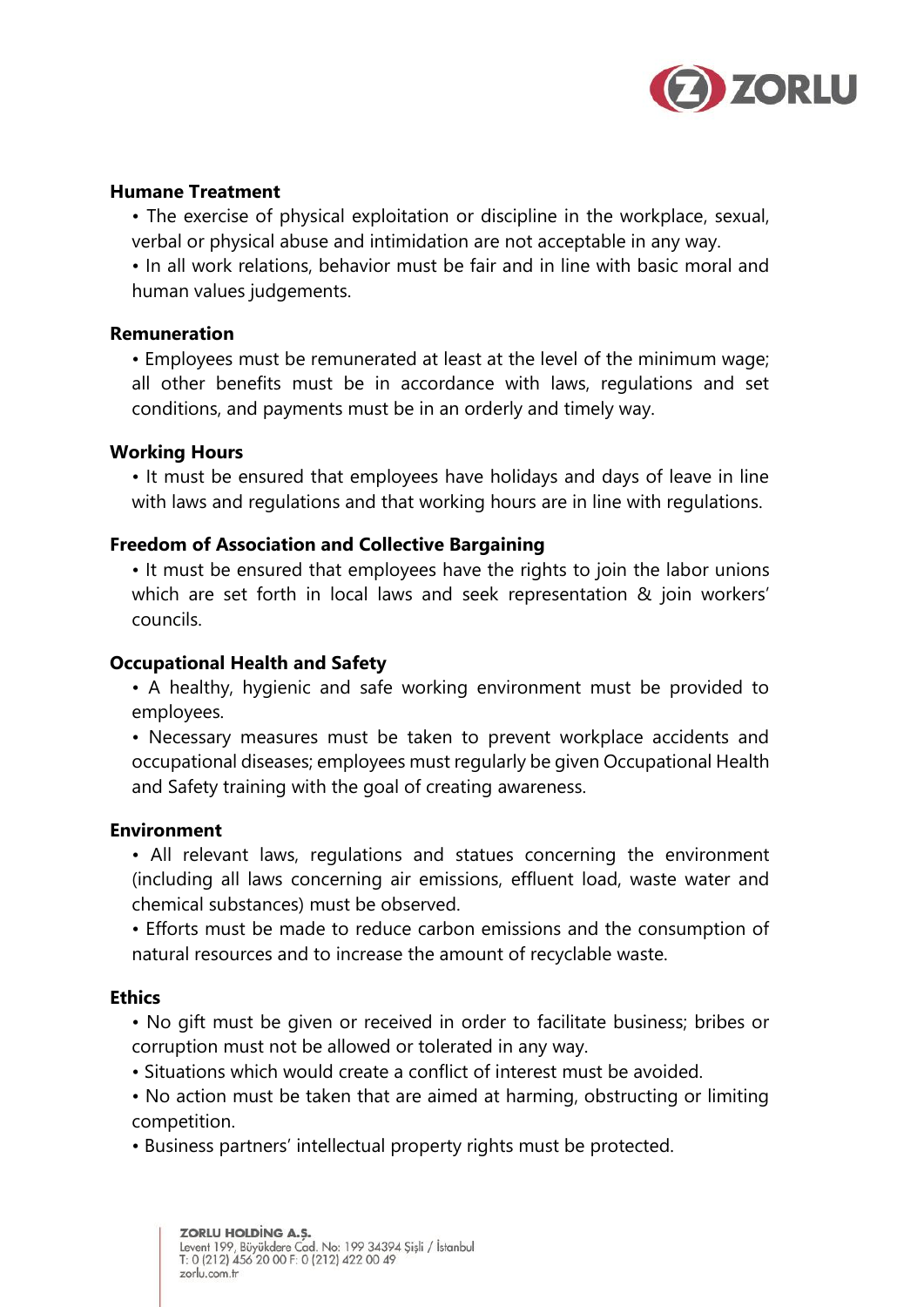**Humane Treatment**

- The exercise of physical exploitation or discipline in the workplace, sexual, verbal or physical abuse and intimidation are not acceptable in any way.
- In all work relations, behavior must be fair and in line with basic moral and human values judgements.

**Remuneration**

- Employees must be remunerated at least at the level of the minimum wage; all other benefits must be in accordance with laws, regulations and set conditions, and payments must be in an orderly and timely way.

**Working Hours**

- It must be ensured that employees have holidays and days of leave in line with laws and regulations and that working hours are in line with regulations.

**Freedom of Association and Collective Bargaining**

- It must be ensured that employees have the rights to join the labor unions which are set forth in local laws and seek representation & join workers' councils.

**Occupational Health and Safety**

- A healthy, hygienic and safe working environment must be provided to employees.
- Necessary measures must be taken to prevent workplace accidents and occupational diseases; employees must regularly be given Occupational Health and Safety training with the goal of creating awareness.

**Environment**

- All relevant laws, regulations and statues concerning the environment (including all laws concerning air emissions, effluent load, waste water and chemical substances) must be observed.
- Efforts must be made to reduce carbon emissions and the consumption of natural resources and to increase the amount of recyclable waste.

**Ethics**

- No gift must be given or received in order to facilitate business; bribes or corruption must not be allowed or tolerated in any way.
- Situations which would create a conflict of interest must be avoided.
- No action must be taken that are aimed at harming, obstructing or limiting competition.
- Business partners' intellectual property rights must be protected.